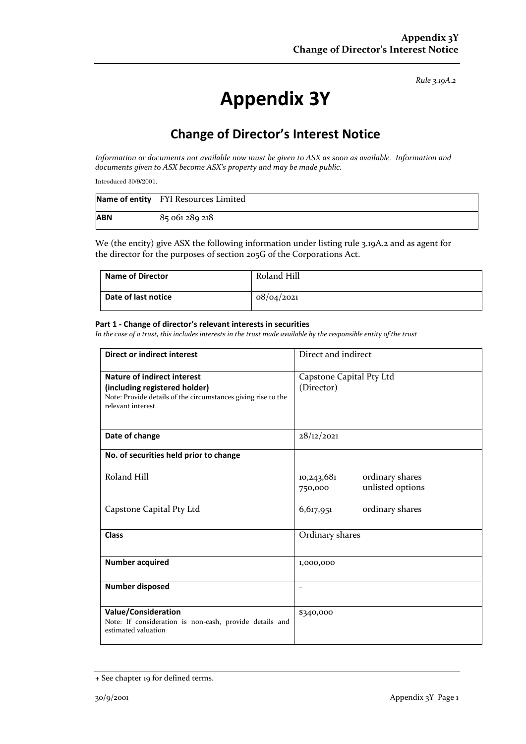*Rule 3.19A.2*

# Appendix 3Y

## Change of Director's Interest Notice

*Information or documents not available now must be given to ASX as soon as available. Information and documents given to ASX become ASX's property and may be made public.*

Introduced 30/9/2001.

| **Name of entity** | FYI Resources Limited |
|---|---|
| **ABN** | 85 061 289 218 |

We (the entity) give ASX the following information under listing rule 3.19A.2 and as agent for the director for the purposes of section 205G of the Corporations Act.

| **Name of Director** | Roland Hill |
|---|---|
| **Date of last notice** | 08/04/2021 |

#### Part 1 - Change of director's relevant interests in securities

*In the case of a trust, this includes interests in the trust made available by the responsible entity of the trust*

| **Direct or indirect interest** | Direct and indirect |
|---|---|
| **Nature of indirect interest (including registered holder)**<br>Note: Provide details of the circumstances giving rise to the relevant interest. | Capstone Capital Pty Ltd (Director) |
| **Date of change** | 28/12/2021 |
| **No. of securities held prior to change**<br><br>Roland Hill<br><br>Capstone Capital Pty Ltd | <br><br>10,243,681 ordinary shares<br>750,000 unlisted options<br><br>6,617,951 ordinary shares |
| **Class** | Ordinary shares |
| **Number acquired** | 1,000,000 |
| **Number disposed** | - |
| **Value/Consideration**<br>Note: If consideration is non-cash, provide details and estimated valuation | $340,000 |

+ See chapter 19 for defined terms.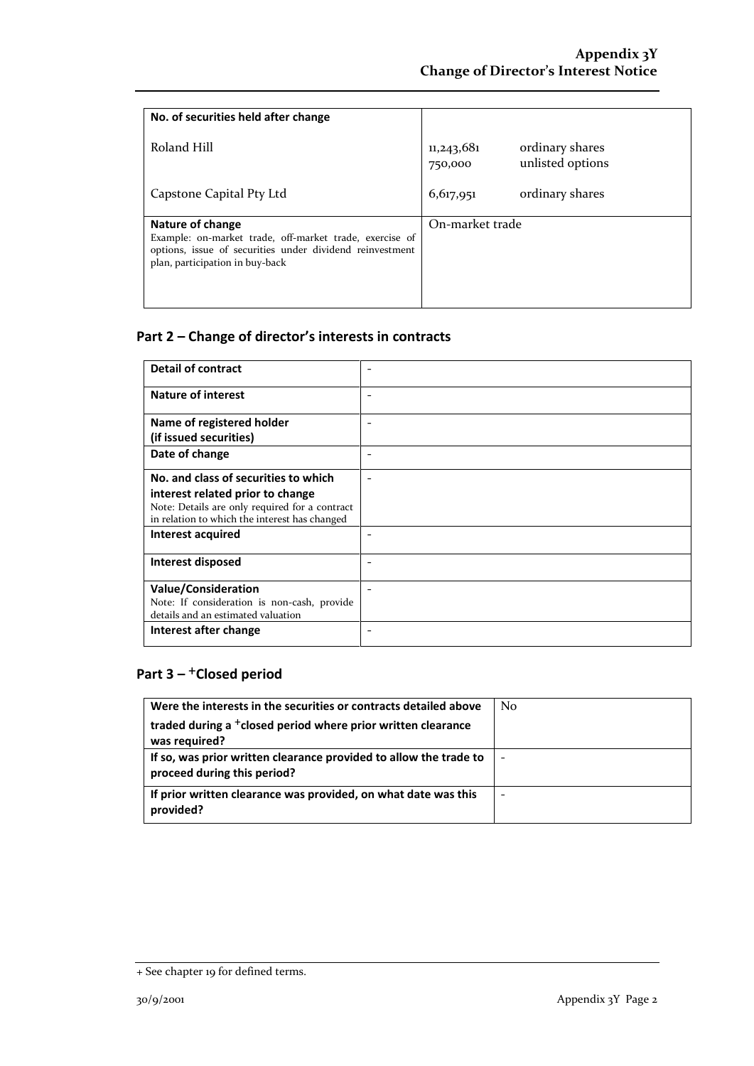| No. of securities held after change | | |
|---|---|---|
| Roland Hill | 11,243,681<br>750,000 | ordinary shares<br>unlisted options |
| Capstone Capital Pty Ltd | 6,617,951 | ordinary shares |
| **Nature of change**<br>Example: on-market trade, off-market trade, exercise of options, issue of securities under dividend reinvestment plan, participation in buy-back | On-market trade | |

## Part 2 – Change of director's interests in contracts

| | |
|---|---|
| **Detail of contract** | - |
| **Nature of interest** | - |
| **Name of registered holder (if issued securities)** | - |
| **Date of change** | - |
| **No. and class of securities to which interest related prior to change**<br>Note: Details are only required for a contract in relation to which the interest has changed | - |
| **Interest acquired** | - |
| **Interest disposed** | - |
| **Value/Consideration**<br>Note: If consideration is non-cash, provide details and an estimated valuation | - |
| **Interest after change** | - |

## Part 3 – +Closed period

| | |
|---|---|
| **Were the interests in the securities or contracts detailed above traded during a +closed period where prior written clearance was required?** | No |
| **If so, was prior written clearance provided to allow the trade to proceed during this period?** | - |
| **If prior written clearance was provided, on what date was this provided?** | - |

+ See chapter 19 for defined terms.